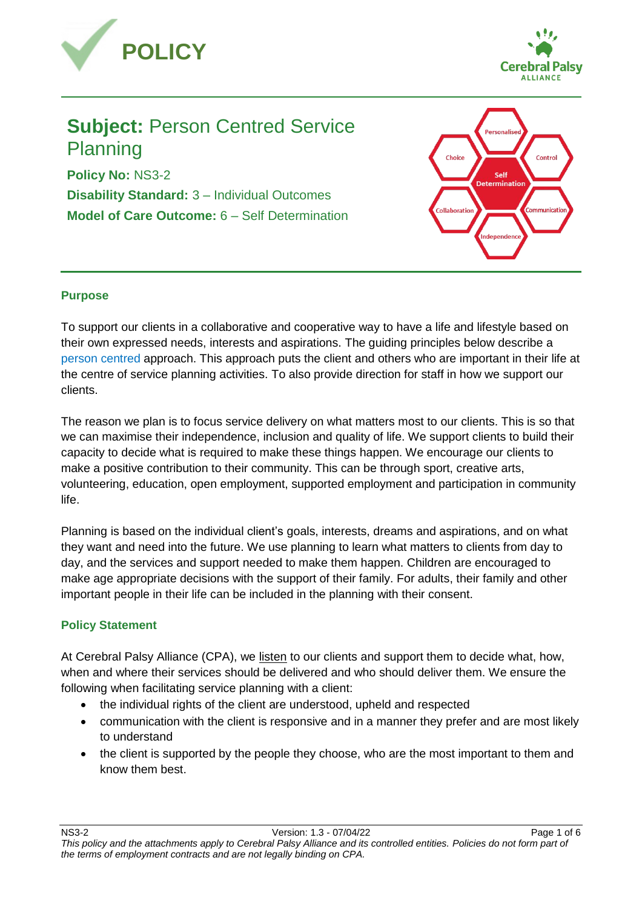# POLICY

**Subject:** Person Centred Service Planning

**Policy No:** NS3-2

**Disability Standard:** 3 – Individual Outcomes

**Model of Care Outcome:** 6 – Self Determination

## Purpose

To support our clients in a collaborative and cooperative way to have a life and lifestyle based on their own expressed needs, interests and aspirations. The guiding principles below describe a person centred approach. This approach puts the client and others who are important in their life at the centre of service planning activities. To also provide direction for staff in how we support our clients.

The reason we plan is to focus service delivery on what matters most to our clients. This is so that we can maximise their independence, inclusion and quality of life. We support clients to build their capacity to decide what is required to make these things happen. We encourage our clients to make a positive contribution to their community. This can be through sport, creative arts, volunteering, education, open employment, supported employment and participation in community life.

Planning is based on the individual client's goals, interests, dreams and aspirations, and on what they want and need into the future. We use planning to learn what matters to clients from day to day, and the services and support needed to make them happen. Children are encouraged to make age appropriate decisions with the support of their family. For adults, their family and other important people in their life can be included in the planning with their consent.

## Policy Statement

At Cerebral Palsy Alliance (CPA), we listen to our clients and support them to decide what, how, when and where their services should be delivered and who should deliver them. We ensure the following when facilitating service planning with a client:

- the individual rights of the client are understood, upheld and respected
- communication with the client is responsive and in a manner they prefer and are most likely to understand
- the client is supported by the people they choose, who are the most important to them and know them best.

*This policy and the attachments apply to Cerebral Palsy Alliance and its controlled entities. Policies do not form part of the terms of employment contracts and are not legally binding on CPA.*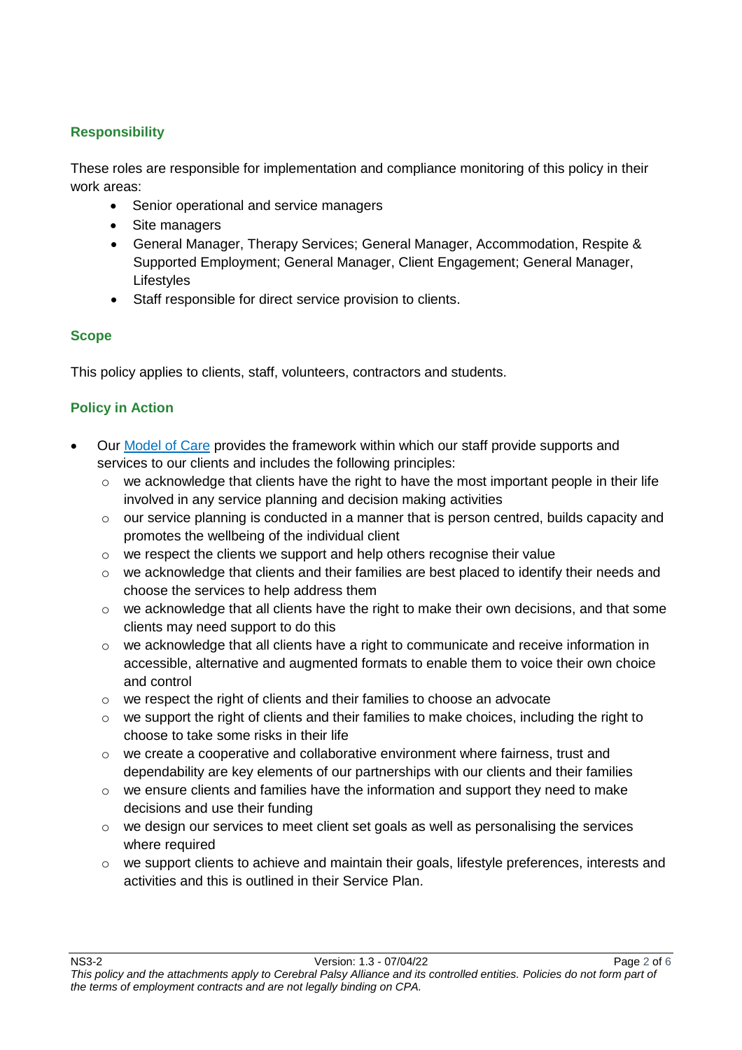## Responsibility

These roles are responsible for implementation and compliance monitoring of this policy in their work areas:

- Senior operational and service managers
- Site managers
- General Manager, Therapy Services; General Manager, Accommodation, Respite & Supported Employment; General Manager, Client Engagement; General Manager, Lifestyles
- Staff responsible for direct service provision to clients.

## Scope

This policy applies to clients, staff, volunteers, contractors and students.

## Policy in Action

- Our Model of Care provides the framework within which our staff provide supports and services to our clients and includes the following principles:
  - we acknowledge that clients have the right to have the most important people in their life involved in any service planning and decision making activities
  - our service planning is conducted in a manner that is person centred, builds capacity and promotes the wellbeing of the individual client
  - we respect the clients we support and help others recognise their value
  - we acknowledge that clients and their families are best placed to identify their needs and choose the services to help address them
  - we acknowledge that all clients have the right to make their own decisions, and that some clients may need support to do this
  - we acknowledge that all clients have a right to communicate and receive information in accessible, alternative and augmented formats to enable them to voice their own choice and control
  - we respect the right of clients and their families to choose an advocate
  - we support the right of clients and their families to make choices, including the right to choose to take some risks in their life
  - we create a cooperative and collaborative environment where fairness, trust and dependability are key elements of our partnerships with our clients and their families
  - we ensure clients and families have the information and support they need to make decisions and use their funding
  - we design our services to meet client set goals as well as personalising the services where required
  - we support clients to achieve and maintain their goals, lifestyle preferences, interests and activities and this is outlined in their Service Plan.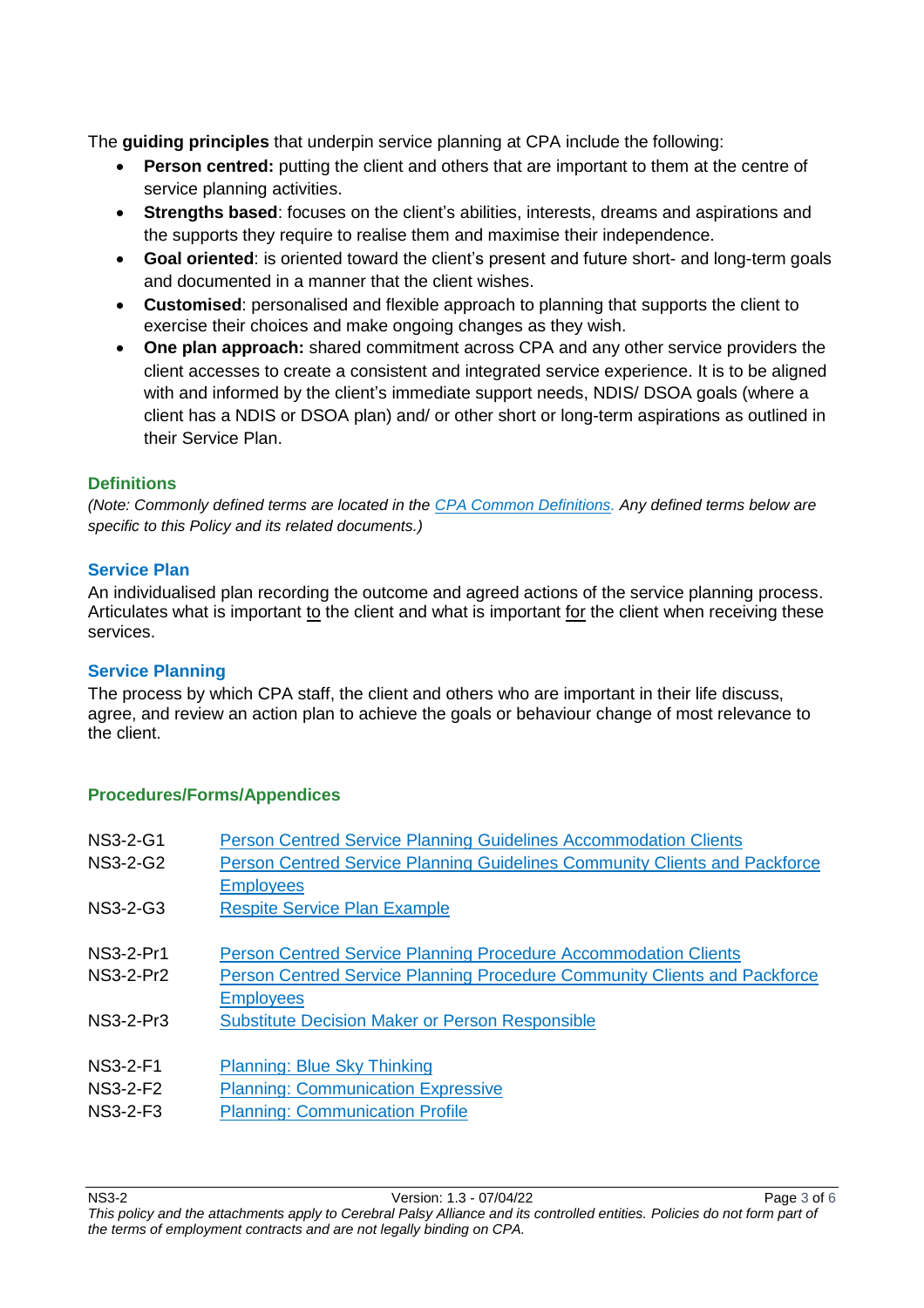The **guiding principles** that underpin service planning at CPA include the following:

- **Person centred:** putting the client and others that are important to them at the centre of service planning activities.
- **Strengths based**: focuses on the client's abilities, interests, dreams and aspirations and the supports they require to realise them and maximise their independence.
- **Goal oriented**: is oriented toward the client's present and future short- and long-term goals and documented in a manner that the client wishes.
- **Customised**: personalised and flexible approach to planning that supports the client to exercise their choices and make ongoing changes as they wish.
- **One plan approach:** shared commitment across CPA and any other service providers the client accesses to create a consistent and integrated service experience. It is to be aligned with and informed by the client's immediate support needs, NDIS/ DSOA goals (where a client has a NDIS or DSOA plan) and/ or other short or long-term aspirations as outlined in their Service Plan.

## Definitions

*(Note: Commonly defined terms are located in the CPA Common Definitions. Any defined terms below are specific to this Policy and its related documents.)*

### Service Plan

An individualised plan recording the outcome and agreed actions of the service planning process. Articulates what is important to the client and what is important for the client when receiving these services.

### Service Planning

The process by which CPA staff, the client and others who are important in their life discuss, agree, and review an action plan to achieve the goals or behaviour change of most relevance to the client.

## Procedures/Forms/Appendices

| | |
|---|---|
| NS3-2-G1 | Person Centred Service Planning Guidelines Accommodation Clients |
| NS3-2-G2 | Person Centred Service Planning Guidelines Community Clients and Packforce Employees |
| NS3-2-G3 | Respite Service Plan Example |
| NS3-2-Pr1 | Person Centred Service Planning Procedure Accommodation Clients |
| NS3-2-Pr2 | Person Centred Service Planning Procedure Community Clients and Packforce Employees |
| NS3-2-Pr3 | Substitute Decision Maker or Person Responsible |
| NS3-2-F1 | Planning: Blue Sky Thinking |
| NS3-2-F2 | Planning: Communication Expressive |
| NS3-2-F3 | Planning: Communication Profile |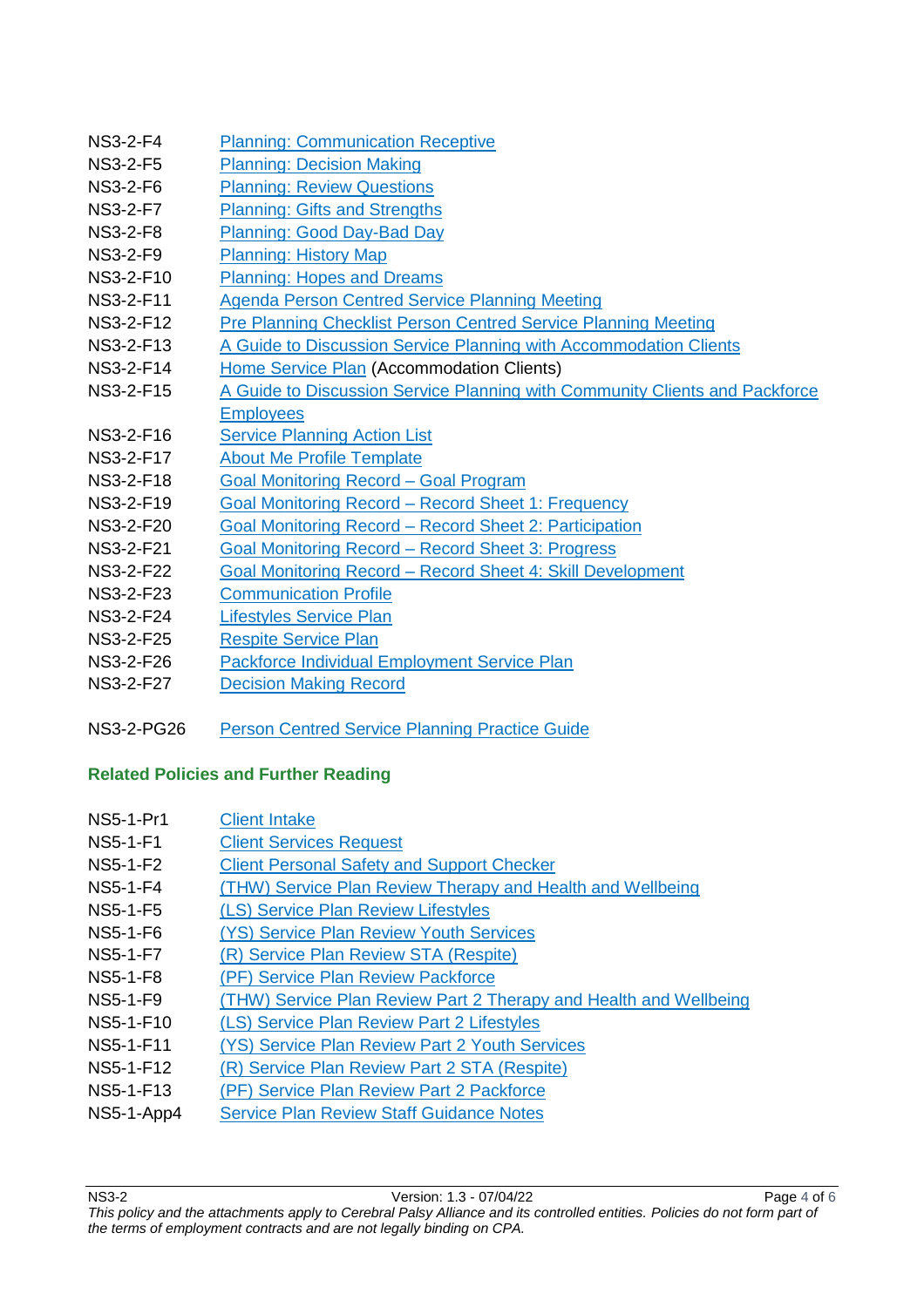| | |
|---|---|
| NS3-2-F4 | Planning: Communication Receptive |
| NS3-2-F5 | Planning: Decision Making |
| NS3-2-F6 | Planning: Review Questions |
| NS3-2-F7 | Planning: Gifts and Strengths |
| NS3-2-F8 | Planning: Good Day-Bad Day |
| NS3-2-F9 | Planning: History Map |
| NS3-2-F10 | Planning: Hopes and Dreams |
| NS3-2-F11 | Agenda Person Centred Service Planning Meeting |
| NS3-2-F12 | Pre Planning Checklist Person Centred Service Planning Meeting |
| NS3-2-F13 | A Guide to Discussion Service Planning with Accommodation Clients |
| NS3-2-F14 | Home Service Plan (Accommodation Clients) |
| NS3-2-F15 | A Guide to Discussion Service Planning with Community Clients and Packforce Employees |
| NS3-2-F16 | Service Planning Action List |
| NS3-2-F17 | About Me Profile Template |
| NS3-2-F18 | Goal Monitoring Record – Goal Program |
| NS3-2-F19 | Goal Monitoring Record – Record Sheet 1: Frequency |
| NS3-2-F20 | Goal Monitoring Record – Record Sheet 2: Participation |
| NS3-2-F21 | Goal Monitoring Record – Record Sheet 3: Progress |
| NS3-2-F22 | Goal Monitoring Record – Record Sheet 4: Skill Development |
| NS3-2-F23 | Communication Profile |
| NS3-2-F24 | Lifestyles Service Plan |
| NS3-2-F25 | Respite Service Plan |
| NS3-2-F26 | Packforce Individual Employment Service Plan |
| NS3-2-F27 | Decision Making Record |
| | |
| NS3-2-PG26 | Person Centred Service Planning Practice Guide |

### Related Policies and Further Reading

| | |
|---|---|
| NS5-1-Pr1 | Client Intake |
| NS5-1-F1 | Client Services Request |
| NS5-1-F2 | Client Personal Safety and Support Checker |
| NS5-1-F4 | (THW) Service Plan Review Therapy and Health and Wellbeing |
| NS5-1-F5 | (LS) Service Plan Review Lifestyles |
| NS5-1-F6 | (YS) Service Plan Review Youth Services |
| NS5-1-F7 | (R) Service Plan Review STA (Respite) |
| NS5-1-F8 | (PF) Service Plan Review Packforce |
| NS5-1-F9 | (THW) Service Plan Review Part 2 Therapy and Health and Wellbeing |
| NS5-1-F10 | (LS) Service Plan Review Part 2 Lifestyles |
| NS5-1-F11 | (YS) Service Plan Review Part 2 Youth Services |
| NS5-1-F12 | (R) Service Plan Review Part 2 STA (Respite) |
| NS5-1-F13 | (PF) Service Plan Review Part 2 Packforce |
| NS5-1-App4 | Service Plan Review Staff Guidance Notes |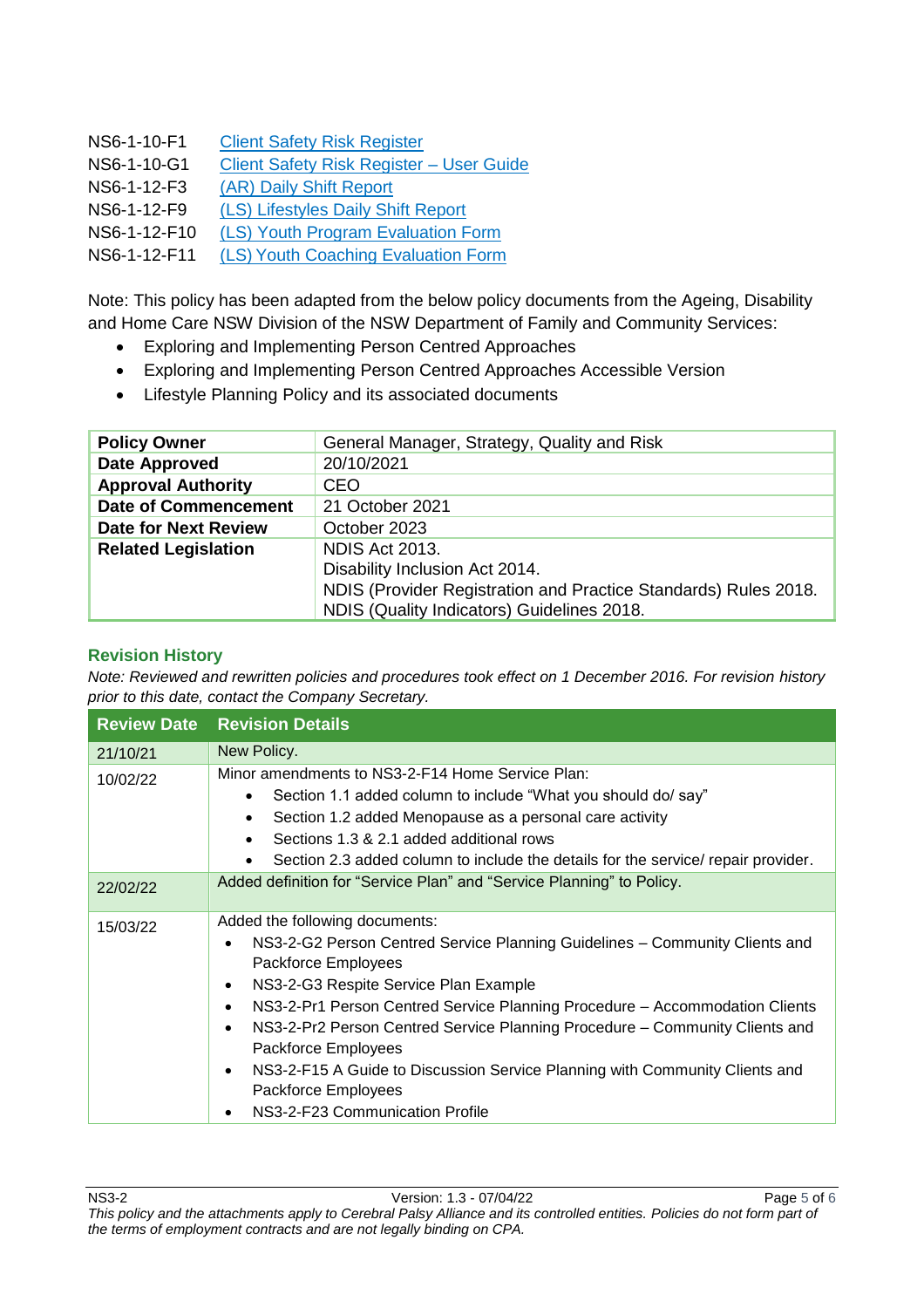NS6-1-10-F1 Client Safety Risk Register
NS6-1-10-G1 Client Safety Risk Register – User Guide
NS6-1-12-F3 (AR) Daily Shift Report
NS6-1-12-F9 (LS) Lifestyles Daily Shift Report
NS6-1-12-F10 (LS) Youth Program Evaluation Form
NS6-1-12-F11 (LS) Youth Coaching Evaluation Form

Note: This policy has been adapted from the below policy documents from the Ageing, Disability and Home Care NSW Division of the NSW Department of Family and Community Services:

- Exploring and Implementing Person Centred Approaches
- Exploring and Implementing Person Centred Approaches Accessible Version
- Lifestyle Planning Policy and its associated documents

| | |
|---|---|
| **Policy Owner** | General Manager, Strategy, Quality and Risk |
| **Date Approved** | 20/10/2021 |
| **Approval Authority** | CEO |
| **Date of Commencement** | 21 October 2021 |
| **Date for Next Review** | October 2023 |
| **Related Legislation** | NDIS Act 2013.<br>Disability Inclusion Act 2014.<br>NDIS (Provider Registration and Practice Standards) Rules 2018.<br>NDIS (Quality Indicators) Guidelines 2018. |

### Revision History

*Note: Reviewed and rewritten policies and procedures took effect on 1 December 2016. For revision history prior to this date, contact the Company Secretary.*

| Review Date | Revision Details |
|---|---|
| 21/10/21 | New Policy. |
| 10/02/22 | Minor amendments to NS3-2-F14 Home Service Plan:<br>• Section 1.1 added column to include "What you should do/ say"<br>• Section 1.2 added Menopause as a personal care activity<br>• Sections 1.3 & 2.1 added additional rows<br>• Section 2.3 added column to include the details for the service/ repair provider. |
| 22/02/22 | Added definition for "Service Plan" and "Service Planning" to Policy. |
| 15/03/22 | Added the following documents:<br>• NS3-2-G2 Person Centred Service Planning Guidelines – Community Clients and Packforce Employees<br>• NS3-2-G3 Respite Service Plan Example<br>• NS3-2-Pr1 Person Centred Service Planning Procedure – Accommodation Clients<br>• NS3-2-Pr2 Person Centred Service Planning Procedure – Community Clients and Packforce Employees<br>• NS3-2-F15 A Guide to Discussion Service Planning with Community Clients and Packforce Employees<br>• NS3-2-F23 Communication Profile |

*This policy and the attachments apply to Cerebral Palsy Alliance and its controlled entities. Policies do not form part of the terms of employment contracts and are not legally binding on CPA.*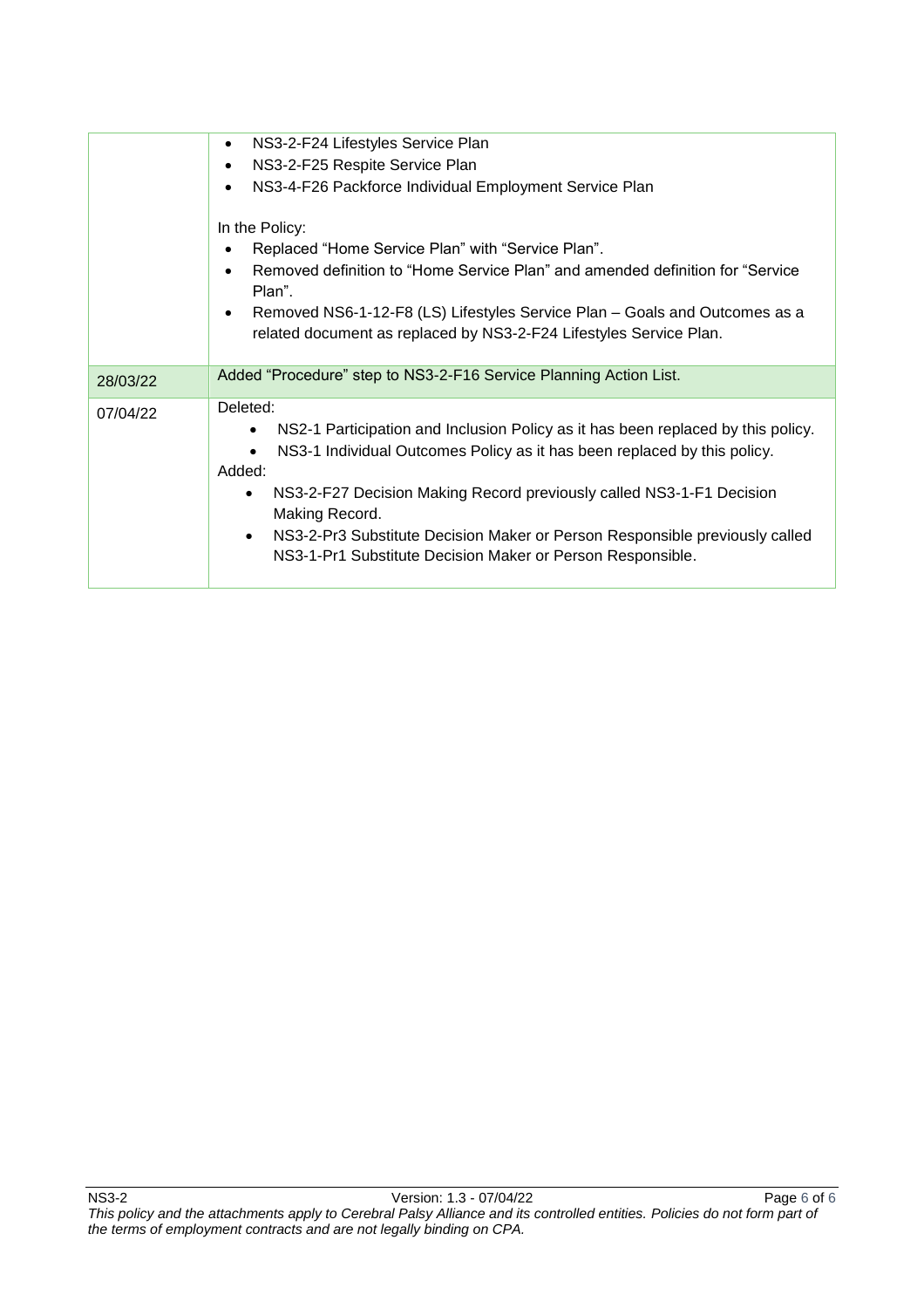| | |
|---|---|
| | • NS3-2-F24 Lifestyles Service Plan<br>• NS3-2-F25 Respite Service Plan<br>• NS3-4-F26 Packforce Individual Employment Service Plan<br><br>In the Policy:<br>• Replaced "Home Service Plan" with "Service Plan".<br>• Removed definition to "Home Service Plan" and amended definition for "Service Plan".<br>• Removed NS6-1-12-F8 (LS) Lifestyles Service Plan – Goals and Outcomes as a related document as replaced by NS3-2-F24 Lifestyles Service Plan. |
| 28/03/22 | Added "Procedure" step to NS3-2-F16 Service Planning Action List. |
| 07/04/22 | Deleted:<br>• NS2-1 Participation and Inclusion Policy as it has been replaced by this policy.<br>• NS3-1 Individual Outcomes Policy as it has been replaced by this policy.<br>Added:<br>• NS3-2-F27 Decision Making Record previously called NS3-1-F1 Decision Making Record.<br>• NS3-2-Pr3 Substitute Decision Maker or Person Responsible previously called NS3-1-Pr1 Substitute Decision Maker or Person Responsible. |

*This policy and the attachments apply to Cerebral Palsy Alliance and its controlled entities. Policies do not form part of the terms of employment contracts and are not legally binding on CPA.*